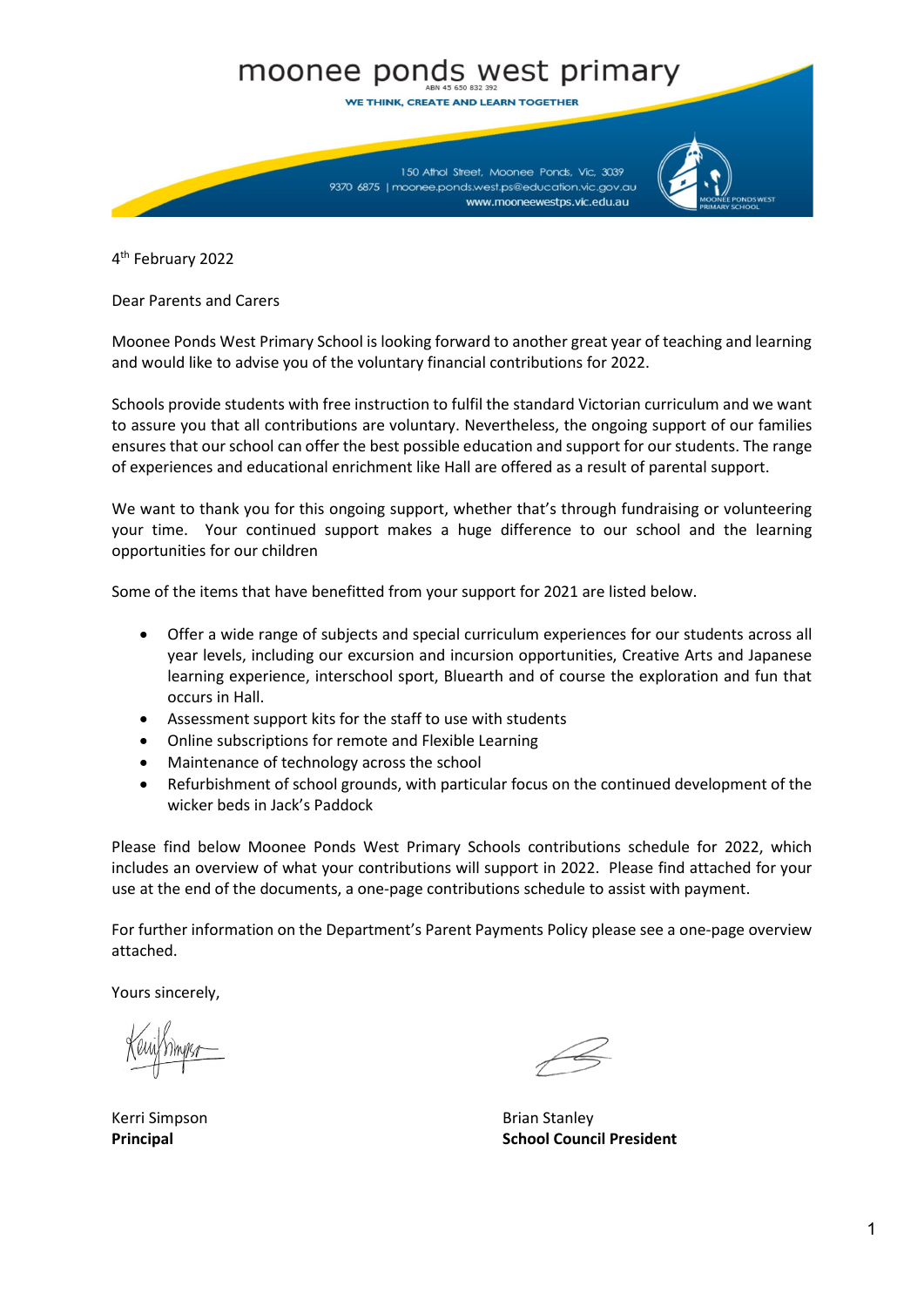moonee ponds west primary

ABN 45 650 832 392

WE THINK, CREATE AND LEARN TOGETHER

150 Athol Street, Moonee Ponds, Vic, 3039
9370 6875 | moonee.ponds.west.ps@education.vic.gov.au
www.mooneewestps.vic.edu.au

4th February 2022

Dear Parents and Carers

Moonee Ponds West Primary School is looking forward to another great year of teaching and learning and would like to advise you of the voluntary financial contributions for 2022.

Schools provide students with free instruction to fulfil the standard Victorian curriculum and we want to assure you that all contributions are voluntary. Nevertheless, the ongoing support of our families ensures that our school can offer the best possible education and support for our students. The range of experiences and educational enrichment like Hall are offered as a result of parental support.

We want to thank you for this ongoing support, whether that's through fundraising or volunteering your time. Your continued support makes a huge difference to our school and the learning opportunities for our children

Some of the items that have benefitted from your support for 2021 are listed below.

- Offer a wide range of subjects and special curriculum experiences for our students across all year levels, including our excursion and incursion opportunities, Creative Arts and Japanese learning experience, interschool sport, Bluearth and of course the exploration and fun that occurs in Hall.
- Assessment support kits for the staff to use with students
- Online subscriptions for remote and Flexible Learning
- Maintenance of technology across the school
- Refurbishment of school grounds, with particular focus on the continued development of the wicker beds in Jack's Paddock

Please find below Moonee Ponds West Primary Schools contributions schedule for 2022, which includes an overview of what your contributions will support in 2022. Please find attached for your use at the end of the documents, a one-page contributions schedule to assist with payment.

For further information on the Department's Parent Payments Policy please see a one-page overview attached.

Yours sincerely,

Kerri Simpson
**Principal**

Brian Stanley
**School Council President**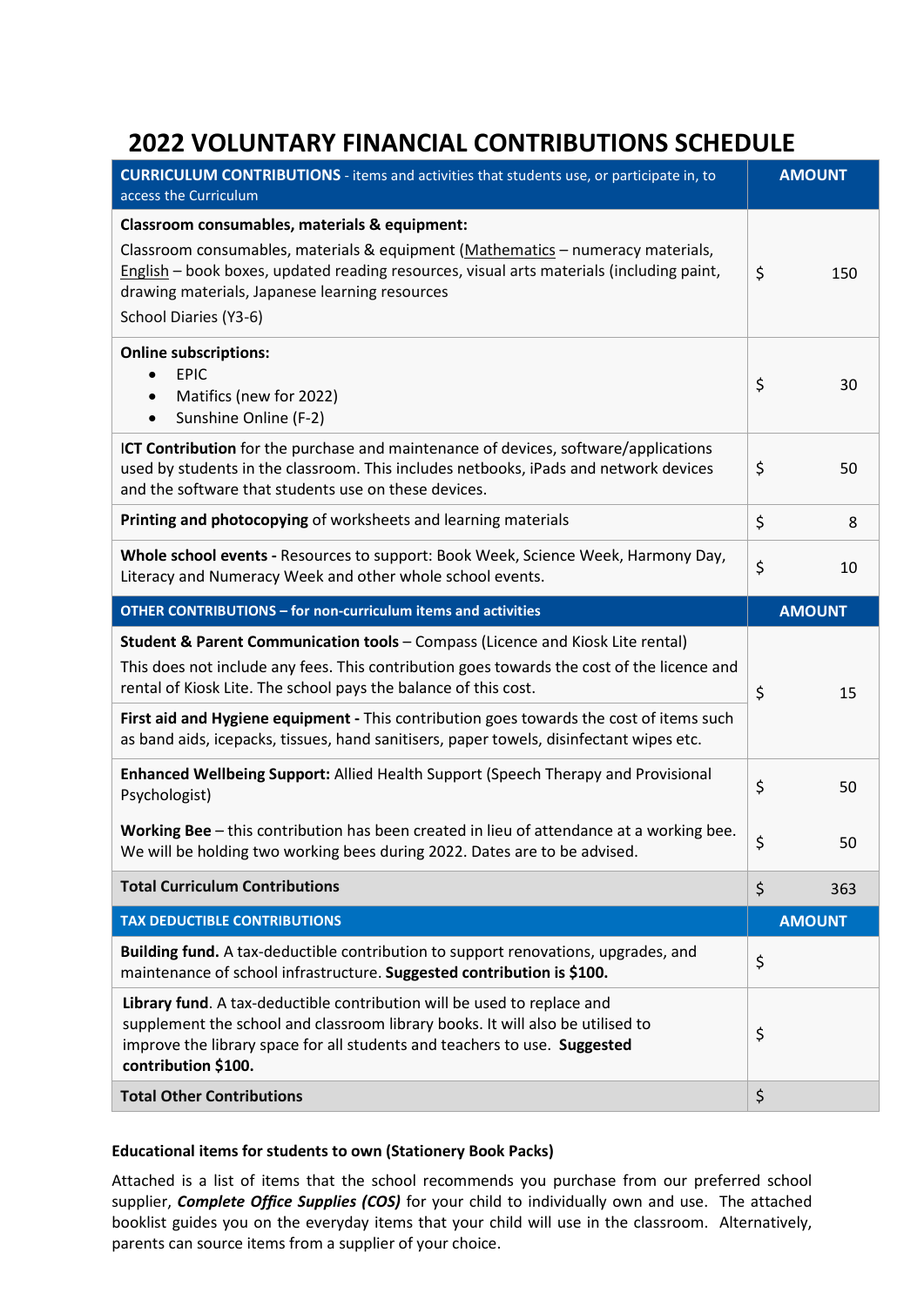# 2022 VOLUNTARY FINANCIAL CONTRIBUTIONS SCHEDULE

| **CURRICULUM CONTRIBUTIONS** - items and activities that students use, or participate in, to access the Curriculum | **AMOUNT** | |
|---|---|---|
| **Classroom consumables, materials & equipment:**<br>Classroom consumables, materials & equipment (Mathematics – numeracy materials, English – book boxes, updated reading resources, visual arts materials (including paint, drawing materials, Japanese learning resources<br>School Diaries (Y3-6) | $ | 150 |
| **Online subscriptions:**<br>• EPIC<br>• Matifics (new for 2022)<br>• Sunshine Online (F-2) | $ | 30 |
| **ICT Contribution** for the purchase and maintenance of devices, software/applications used by students in the classroom. This includes netbooks, iPads and network devices and the software that students use on these devices. | $ | 50 |
| **Printing and photocopying** of worksheets and learning materials | $ | 8 |
| **Whole school events -** Resources to support: Book Week, Science Week, Harmony Day, Literacy and Numeracy Week and other whole school events. | $ | 10 |
| **OTHER CONTRIBUTIONS – for non-curriculum items and activities** | **AMOUNT** | |
| **Student & Parent Communication tools** – Compass (Licence and Kiosk Lite rental)<br>This does not include any fees. This contribution goes towards the cost of the licence and rental of Kiosk Lite. The school pays the balance of this cost.<br>**First aid and Hygiene equipment -** This contribution goes towards the cost of items such as band aids, icepacks, tissues, hand sanitisers, paper towels, disinfectant wipes etc. | $ | 15 |
| **Enhanced Wellbeing Support:** Allied Health Support (Speech Therapy and Provisional Psychologist) | $ | 50 |
| **Working Bee** – this contribution has been created in lieu of attendance at a working bee. We will be holding two working bees during 2022. Dates are to be advised. | $ | 50 |
| **Total Curriculum Contributions** | $ | 363 |
| **TAX DEDUCTIBLE CONTRIBUTIONS** | **AMOUNT** | |
| **Building fund.** A tax-deductible contribution to support renovations, upgrades, and maintenance of school infrastructure. **Suggested contribution is $100.** | $ | |
| **Library fund**. A tax-deductible contribution will be used to replace and supplement the school and classroom library books. It will also be utilised to improve the library space for all students and teachers to use. **Suggested contribution $100.** | $ | |
| **Total Other Contributions** | $ | |

**Educational items for students to own (Stationery Book Packs)**

Attached is a list of items that the school recommends you purchase from our preferred school supplier, ***Complete Office Supplies (COS)*** for your child to individually own and use. The attached booklist guides you on the everyday items that your child will use in the classroom. Alternatively, parents can source items from a supplier of your choice.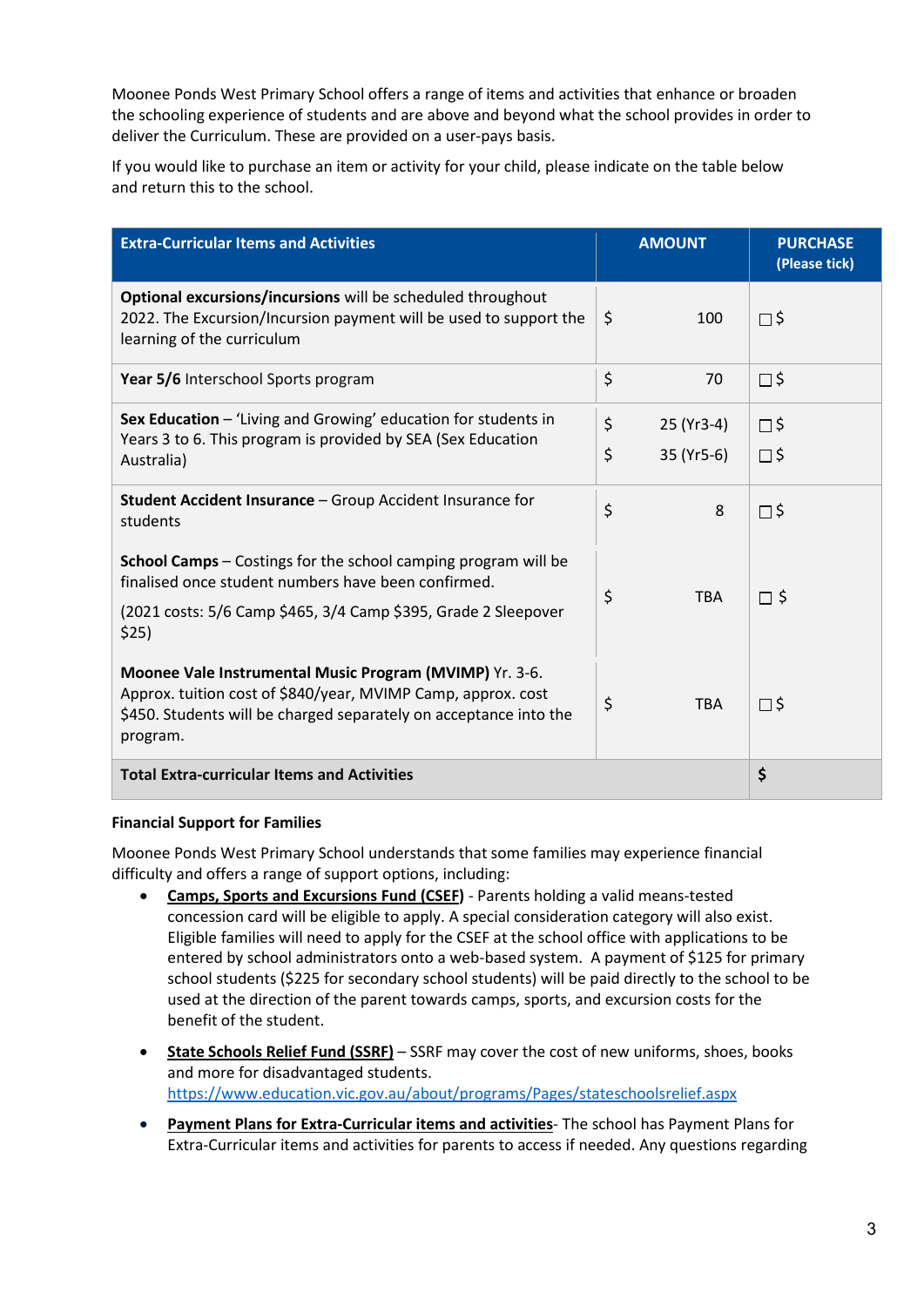Moonee Ponds West Primary School offers a range of items and activities that enhance or broaden the schooling experience of students and are above and beyond what the school provides in order to deliver the Curriculum. These are provided on a user-pays basis.

If you would like to purchase an item or activity for your child, please indicate on the table below and return this to the school.

| Extra-Curricular Items and Activities | AMOUNT | PURCHASE (Please tick) |
|---|---|---|
| **Optional excursions/incursions** will be scheduled throughout 2022. The Excursion/Incursion payment will be used to support the learning of the curriculum | $ 100 | ☐ $ |
| **Year 5/6** Interschool Sports program | $ 70 | ☐ $ |
| **Sex Education** – 'Living and Growing' education for students in Years 3 to 6. This program is provided by SEA (Sex Education Australia) | $ 25 (Yr3-4)<br>$ 35 (Yr5-6) | ☐ $<br>☐ $ |
| **Student Accident Insurance** – Group Accident Insurance for students | $ 8 | ☐ $ |
| **School Camps** – Costings for the school camping program will be finalised once student numbers have been confirmed.<br>(2021 costs: 5/6 Camp $465, 3/4 Camp $395, Grade 2 Sleepover $25) | $ TBA | ☐ $ |
| **Moonee Vale Instrumental Music Program (MVIMP)** Yr. 3-6. Approx. tuition cost of $840/year, MVIMP Camp, approx. cost $450. Students will be charged separately on acceptance into the program. | $ TBA | ☐ $ |
| **Total Extra-curricular Items and Activities** | | **$** |

**Financial Support for Families**

Moonee Ponds West Primary School understands that some families may experience financial difficulty and offers a range of support options, including:

- **Camps, Sports and Excursions Fund (CSEF)** - Parents holding a valid means-tested concession card will be eligible to apply. A special consideration category will also exist. Eligible families will need to apply for the CSEF at the school office with applications to be entered by school administrators onto a web-based system. A payment of $125 for primary school students ($225 for secondary school students) will be paid directly to the school to be used at the direction of the parent towards camps, sports, and excursion costs for the benefit of the student.
- **State Schools Relief Fund (SSRF)** – SSRF may cover the cost of new uniforms, shoes, books and more for disadvantaged students. https://www.education.vic.gov.au/about/programs/Pages/stateschoolsrelief.aspx
- **Payment Plans for Extra-Curricular items and activities**- The school has Payment Plans for Extra-Curricular items and activities for parents to access if needed. Any questions regarding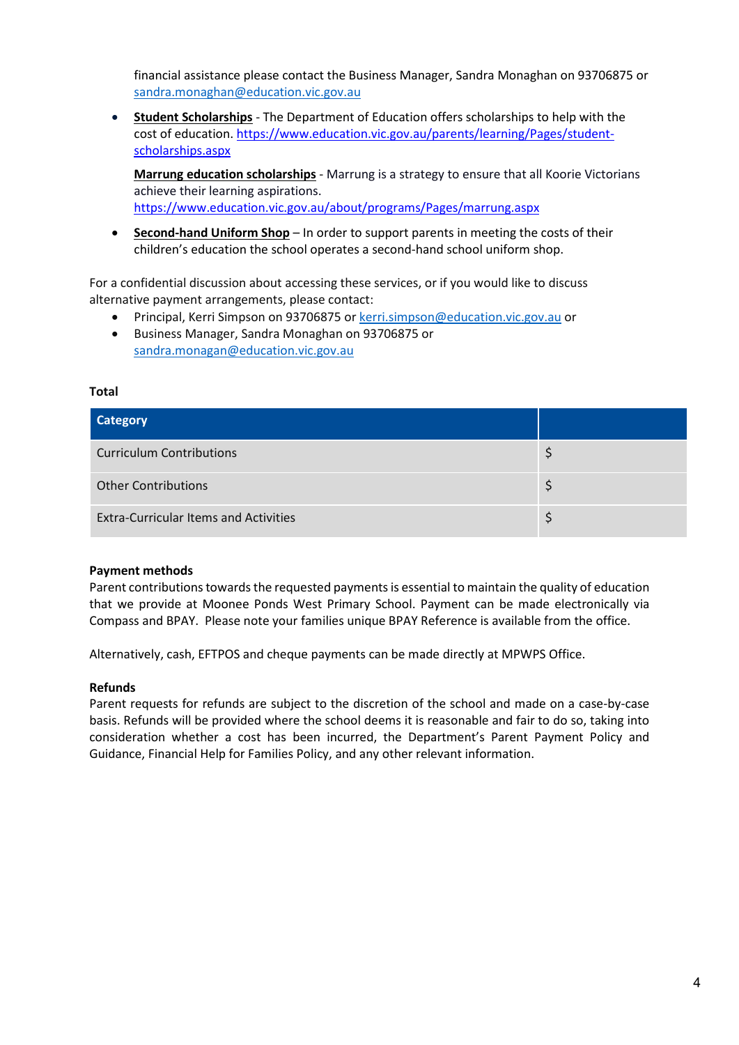financial assistance please contact the Business Manager, Sandra Monaghan on 93706875 or sandra.monaghan@education.vic.gov.au

- **Student Scholarships** - The Department of Education offers scholarships to help with the cost of education. https://www.education.vic.gov.au/parents/learning/Pages/student-scholarships.aspx

  **Marrung education scholarships** - Marrung is a strategy to ensure that all Koorie Victorians achieve their learning aspirations. https://www.education.vic.gov.au/about/programs/Pages/marrung.aspx

- **Second-hand Uniform Shop** – In order to support parents in meeting the costs of their children's education the school operates a second-hand school uniform shop.

For a confidential discussion about accessing these services, or if you would like to discuss alternative payment arrangements, please contact:

- Principal, Kerri Simpson on 93706875 or kerri.simpson@education.vic.gov.au or
- Business Manager, Sandra Monaghan on 93706875 or sandra.monagan@education.vic.gov.au

**Total**

| Category | |
|---|---|
| Curriculum Contributions | $ |
| Other Contributions | $ |
| Extra-Curricular Items and Activities | $ |

**Payment methods**

Parent contributions towards the requested payments is essential to maintain the quality of education that we provide at Moonee Ponds West Primary School. Payment can be made electronically via Compass and BPAY. Please note your families unique BPAY Reference is available from the office.

Alternatively, cash, EFTPOS and cheque payments can be made directly at MPWPS Office.

**Refunds**

Parent requests for refunds are subject to the discretion of the school and made on a case-by-case basis. Refunds will be provided where the school deems it is reasonable and fair to do so, taking into consideration whether a cost has been incurred, the Department's Parent Payment Policy and Guidance, Financial Help for Families Policy, and any other relevant information.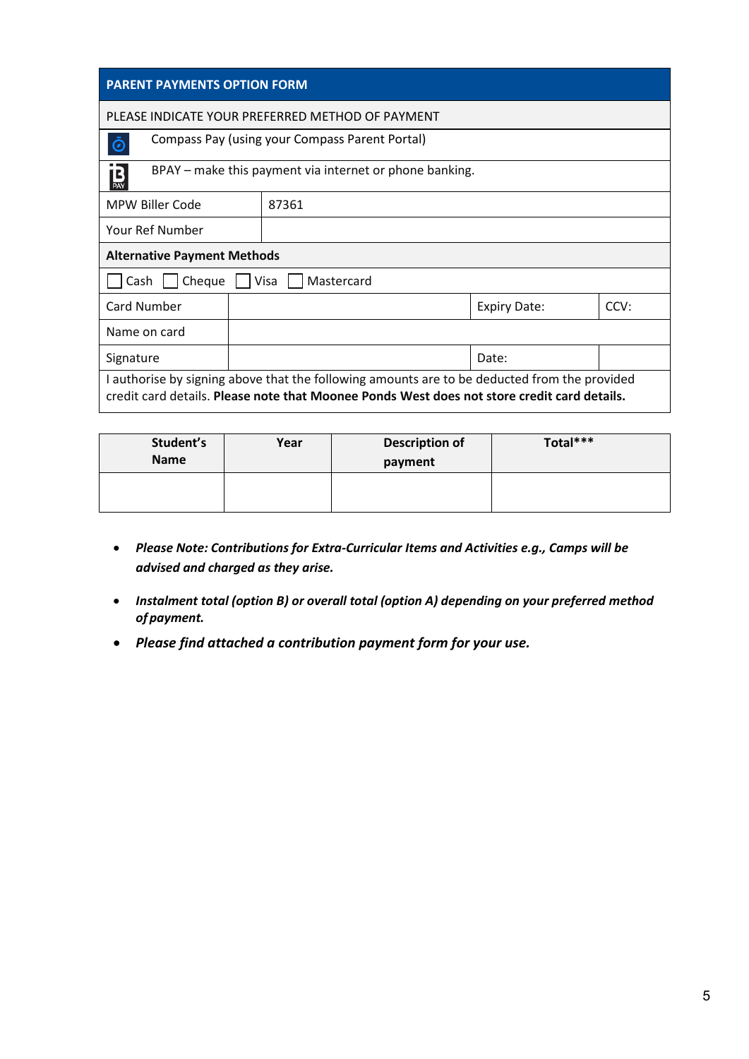| PARENT PAYMENTS OPTION FORM | | | |
|---|---|---|---|
| PLEASE INDICATE YOUR PREFERRED METHOD OF PAYMENT | | | |
| Compass Pay (using your Compass Parent Portal) | | | |
| BPAY – make this payment via internet or phone banking. | | | |
| MPW Biller Code | 87361 | | |
| Your Ref Number | | | |
| **Alternative Payment Methods** | | | |
| ☐ Cash ☐ Cheque ☐ Visa ☐ Mastercard | | | |
| Card Number | | Expiry Date: | CCV: |
| Name on card | | | |
| Signature | | Date: | |
| I authorise by signing above that the following amounts are to be deducted from the provided credit card details. **Please note that Moonee Ponds West does not store credit card details.** | | | |

| Student's Name | Year | Description of payment | Total*** |
|---|---|---|---|
| | | | |

- ***Please Note: Contributions for Extra-Curricular Items and Activities e.g., Camps will be advised and charged as they arise.***
- ***Instalment total (option B) or overall total (option A) depending on your preferred method of payment.***
- ***Please find attached a contribution payment form for your use.***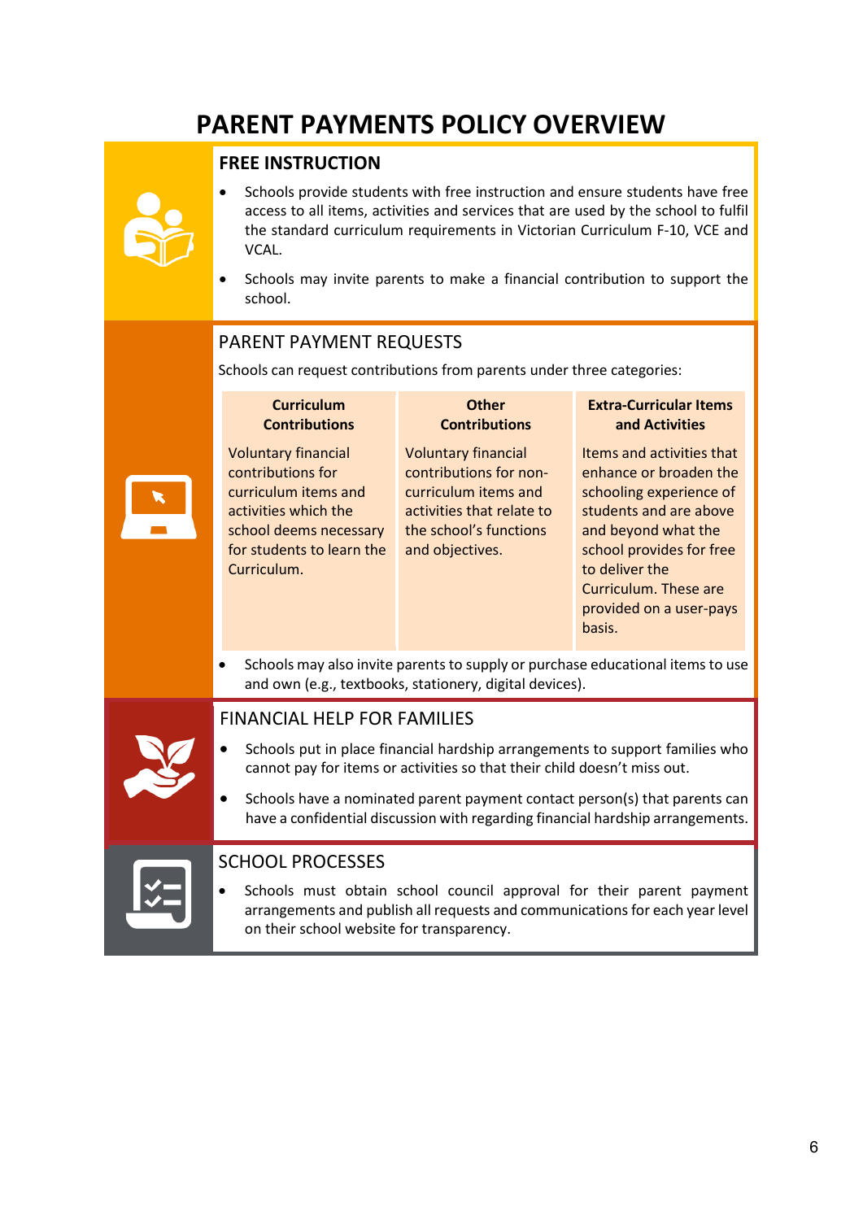# PARENT PAYMENTS POLICY OVERVIEW

## FREE INSTRUCTION

- Schools provide students with free instruction and ensure students have free access to all items, activities and services that are used by the school to fulfil the standard curriculum requirements in Victorian Curriculum F-10, VCE and VCAL.
- Schools may invite parents to make a financial contribution to support the school.

## PARENT PAYMENT REQUESTS

Schools can request contributions from parents under three categories:

| Curriculum Contributions | Other Contributions | Extra-Curricular Items and Activities |
|---|---|---|
| Voluntary financial contributions for curriculum items and activities which the school deems necessary for students to learn the Curriculum. | Voluntary financial contributions for non-curriculum items and activities that relate to the school's functions and objectives. | Items and activities that enhance or broaden the schooling experience of students and are above and beyond what the school provides for free to deliver the Curriculum. These are provided on a user-pays basis. |

- Schools may also invite parents to supply or purchase educational items to use and own (e.g., textbooks, stationery, digital devices).

## FINANCIAL HELP FOR FAMILIES

- Schools put in place financial hardship arrangements to support families who cannot pay for items or activities so that their child doesn't miss out.
- Schools have a nominated parent payment contact person(s) that parents can have a confidential discussion with regarding financial hardship arrangements.

## SCHOOL PROCESSES

- Schools must obtain school council approval for their parent payment arrangements and publish all requests and communications for each year level on their school website for transparency.